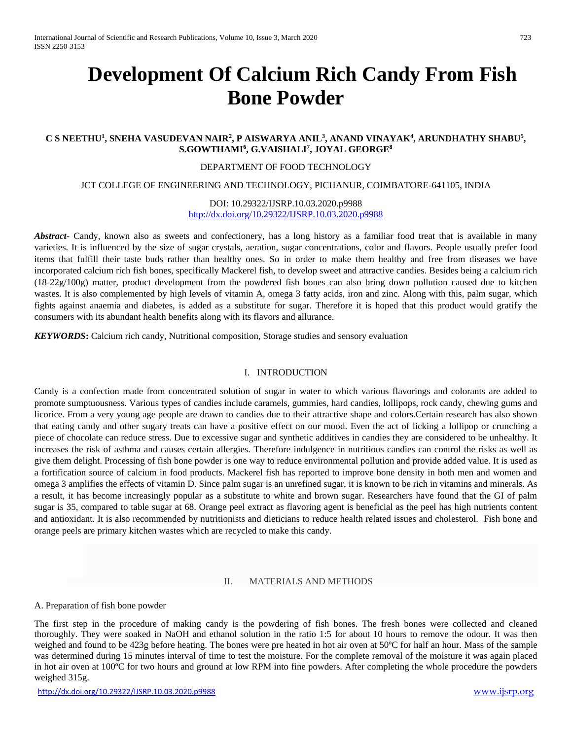# Development Of Calcium Rich Candy From Fish Bone Powder

**C S NEETHU[1], SNEHA VASUDEVAN NAIR[2], P AISWARYA ANIL[3], ANAND VINAYAK[4], ARUNDHATHY SHABU[5], S.GOWTHAMI[6], G.VAISHALI[7], JOYAL GEORGE[8]**

DEPARTMENT OF FOOD TECHNOLOGY

JCT COLLEGE OF ENGINEERING AND TECHNOLOGY, PICHANUR, COIMBATORE-641105, INDIA

DOI: 10.29322/IJSRP.10.03.2020.p9988
http://dx.doi.org/10.29322/IJSRP.10.03.2020.p9988

***Abstract***- Candy, known also as sweets and confectionery, has a long history as a familiar food treat that is available in many varieties. It is influenced by the size of sugar crystals, aeration, sugar concentrations, color and flavors. People usually prefer food items that fulfill their taste buds rather than healthy ones. So in order to make them healthy and free from diseases we have incorporated calcium rich fish bones, specifically Mackerel fish, to develop sweet and attractive candies. Besides being a calcium rich (18-22g/100g) matter, product development from the powdered fish bones can also bring down pollution caused due to kitchen wastes. It is also complemented by high levels of vitamin A, omega 3 fatty acids, iron and zinc. Along with this, palm sugar, which fights against anaemia and diabetes, is added as a substitute for sugar. Therefore it is hoped that this product would gratify the consumers with its abundant health benefits along with its flavors and allurance.

***KEYWORDS*:** Calcium rich candy, Nutritional composition, Storage studies and sensory evaluation

## I. INTRODUCTION

Candy is a confection made from concentrated solution of sugar in water to which various flavorings and colorants are added to promote sumptuousness. Various types of candies include caramels, gummies, hard candies, lollipops, rock candy, chewing gums and licorice. From a very young age people are drawn to candies due to their attractive shape and colors.Certain research has also shown that eating candy and other sugary treats can have a positive effect on our mood. Even the act of licking a lollipop or crunching a piece of chocolate can reduce stress. Due to excessive sugar and synthetic additives in candies they are considered to be unhealthy. It increases the risk of asthma and causes certain allergies. Therefore indulgence in nutritious candies can control the risks as well as give them delight. Processing of fish bone powder is one way to reduce environmental pollution and provide added value. It is used as a fortification source of calcium in food products. Mackerel fish has reported to improve bone density in both men and women and omega 3 amplifies the effects of vitamin D. Since palm sugar is an unrefined sugar, it is known to be rich in vitamins and minerals. As a result, it has become increasingly popular as a substitute to white and brown sugar. Researchers have found that the GI of palm sugar is 35, compared to table sugar at 68. Orange peel extract as flavoring agent is beneficial as the peel has high nutrients content and antioxidant. It is also recommended by nutritionists and dieticians to reduce health related issues and cholesterol. Fish bone and orange peels are primary kitchen wastes which are recycled to make this candy.

## II. MATERIALS AND METHODS

### A. Preparation of fish bone powder

The first step in the procedure of making candy is the powdering of fish bones. The fresh bones were collected and cleaned thoroughly. They were soaked in NaOH and ethanol solution in the ratio 1:5 for about 10 hours to remove the odour. It was then weighed and found to be 423g before heating. The bones were pre heated in hot air oven at 50ºC for half an hour. Mass of the sample was determined during 15 minutes interval of time to test the moisture. For the complete removal of the moisture it was again placed in hot air oven at 100ºC for two hours and ground at low RPM into fine powders. After completing the whole procedure the powders weighed 315g.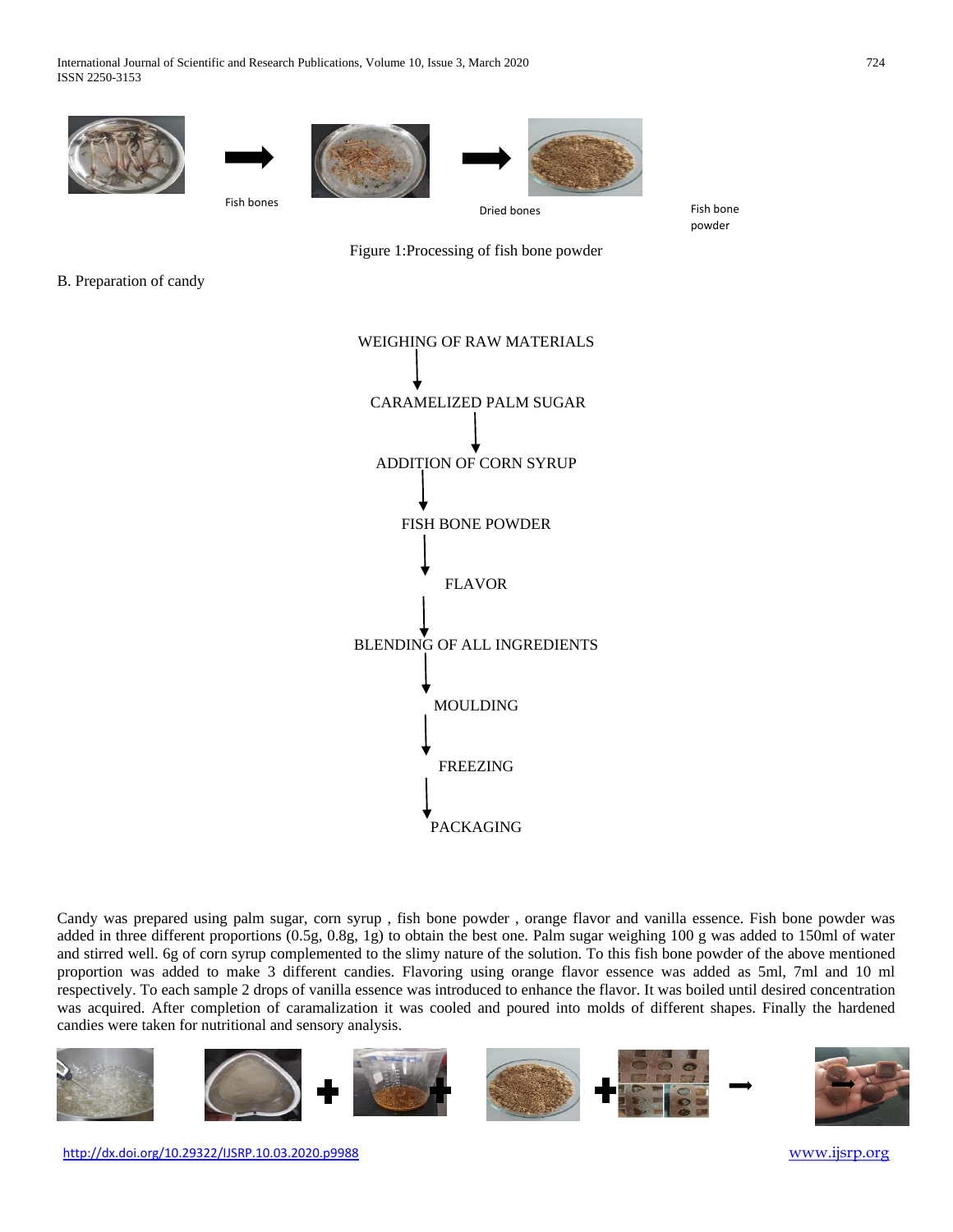Fish bones

Dried bones

Fish bone powder

Figure 1:Processing of fish bone powder

B. Preparation of candy

WEIGHING OF RAW MATERIALS

↓

CARAMELIZED PALM SUGAR

↓

ADDITION OF CORN SYRUP

↓

FISH BONE POWDER

↓

FLAVOR

↓

BLENDING OF ALL INGREDIENTS

↓

MOULDING

↓

FREEZING

↓

PACKAGING

Candy was prepared using palm sugar, corn syrup , fish bone powder , orange flavor and vanilla essence. Fish bone powder was added in three different proportions (0.5g, 0.8g, 1g) to obtain the best one. Palm sugar weighing 100 g was added to 150ml of water and stirred well. 6g of corn syrup complemented to the slimy nature of the solution. To this fish bone powder of the above mentioned proportion was added to make 3 different candies. Flavoring using orange flavor essence was added as 5ml, 7ml and 10 ml respectively. To each sample 2 drops of vanilla essence was introduced to enhance the flavor. It was boiled until desired concentration was acquired. After completion of caramalization it was cooled and poured into molds of different shapes. Finally the hardened candies were taken for nutritional and sensory analysis.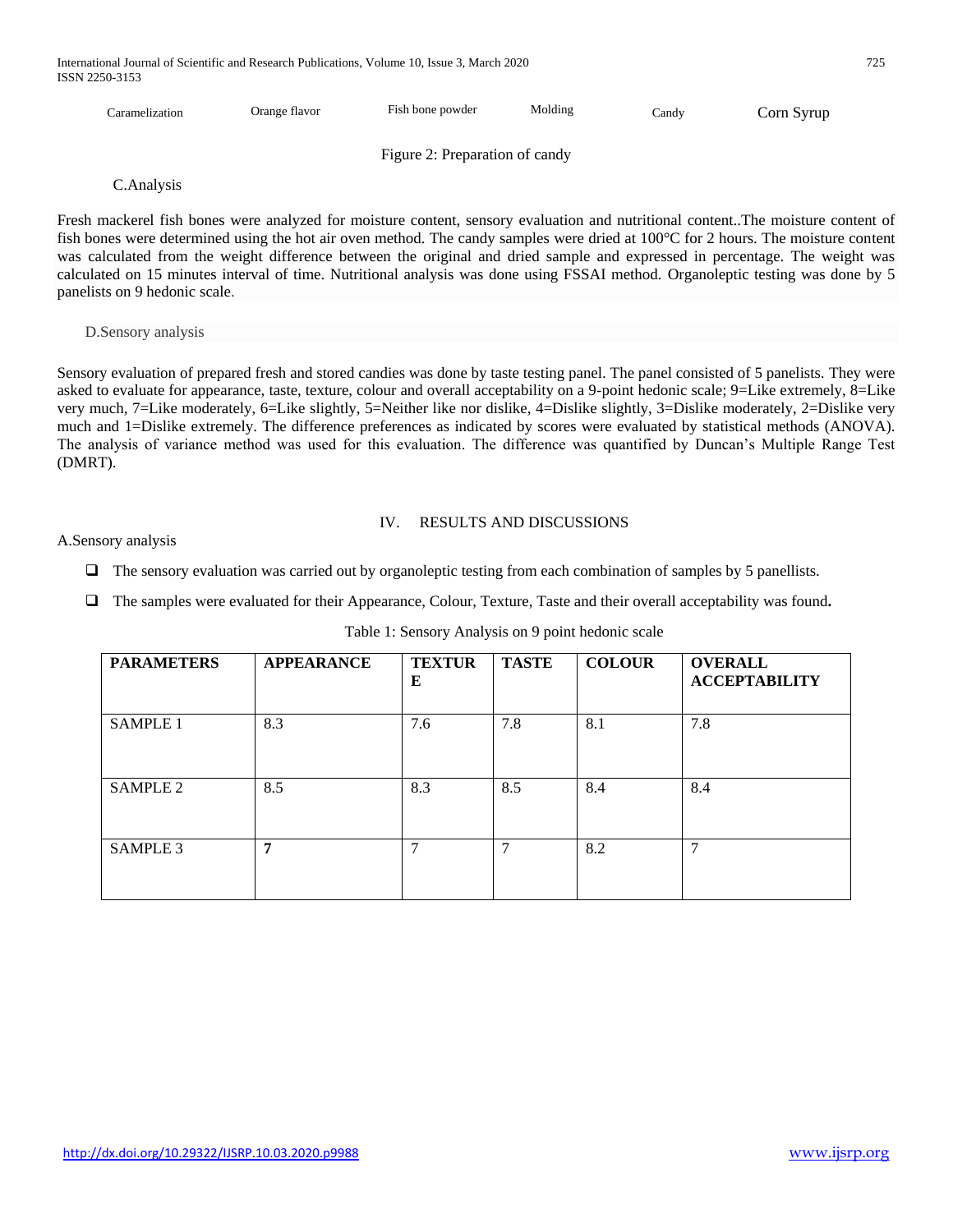Caramelization Orange flavor Fish bone powder Molding Candy Corn Syrup

Figure 2: Preparation of candy

### C.Analysis

Fresh mackerel fish bones were analyzed for moisture content, sensory evaluation and nutritional content..The moisture content of fish bones were determined using the hot air oven method. The candy samples were dried at 100°C for 2 hours. The moisture content was calculated from the weight difference between the original and dried sample and expressed in percentage. The weight was calculated on 15 minutes interval of time. Nutritional analysis was done using FSSAI method. Organoleptic testing was done by 5 panelists on 9 hedonic scale.

### D.Sensory analysis

Sensory evaluation of prepared fresh and stored candies was done by taste testing panel. The panel consisted of 5 panelists. They were asked to evaluate for appearance, taste, texture, colour and overall acceptability on a 9-point hedonic scale; 9=Like extremely, 8=Like very much, 7=Like moderately, 6=Like slightly, 5=Neither like nor dislike, 4=Dislike slightly, 3=Dislike moderately, 2=Dislike very much and 1=Dislike extremely. The difference preferences as indicated by scores were evaluated by statistical methods (ANOVA). The analysis of variance method was used for this evaluation. The difference was quantified by Duncan's Multiple Range Test (DMRT).

## IV. RESULTS AND DISCUSSIONS

### A.Sensory analysis

- The sensory evaluation was carried out by organoleptic testing from each combination of samples by 5 panellists.
- The samples were evaluated for their Appearance, Colour, Texture, Taste and their overall acceptability was found**.**

Table 1: Sensory Analysis on 9 point hedonic scale

| **PARAMETERS** | **APPEARANCE** | **TEXTURE** | **TASTE** | **COLOUR** | **OVERALL ACCEPTABILITY** |
|---|---|---|---|---|---|
| SAMPLE 1 | 8.3 | 7.6 | 7.8 | 8.1 | 7.8 |
| SAMPLE 2 | 8.5 | 8.3 | 8.5 | 8.4 | 8.4 |
| SAMPLE 3 | **7** | 7 | 7 | 8.2 | 7 |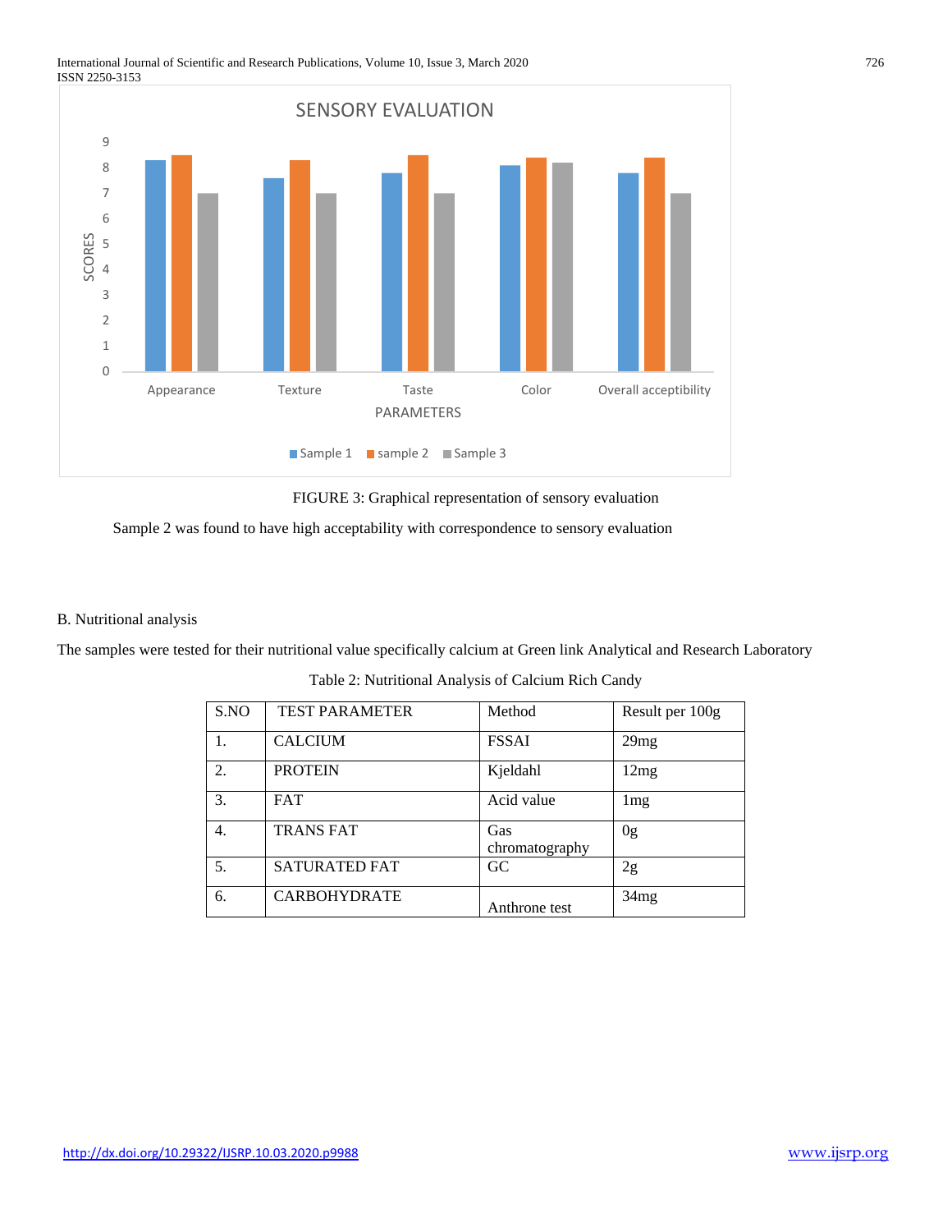FIGURE 3: Graphical representation of sensory evaluation

Sample 2 was found to have high acceptability with correspondence to sensory evaluation

B. Nutritional analysis

The samples were tested for their nutritional value specifically calcium at Green link Analytical and Research Laboratory

Table 2: Nutritional Analysis of Calcium Rich Candy

| S.NO | TEST PARAMETER | Method | Result per 100g |
|---|---|---|---|
| 1. | CALCIUM | FSSAI | 29mg |
| 2. | PROTEIN | Kjeldahl | 12mg |
| 3. | FAT | Acid value | 1mg |
| 4. | TRANS FAT | Gas chromatography | 0g |
| 5. | SATURATED FAT | GC | 2g |
| 6. | CARBOHYDRATE | Anthrone test | 34mg |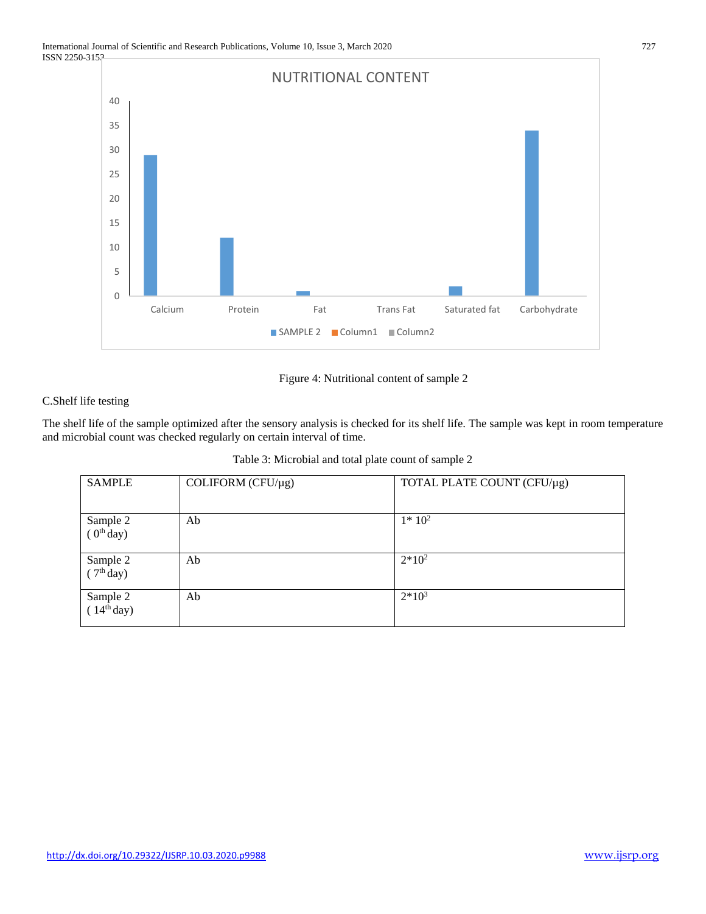Figure 4: Nutritional content of sample 2

C.Shelf life testing

The shelf life of the sample optimized after the sensory analysis is checked for its shelf life. The sample was kept in room temperature and microbial count was checked regularly on certain interval of time.

Table 3: Microbial and total plate count of sample 2

| SAMPLE | COLIFORM (CFU/µg) | TOTAL PLATE COUNT (CFU/µg) |
|---|---|---|
| Sample 2 ( $0^{th}$ day) | Ab | $1* 10^2$ |
| Sample 2 ( $7^{th}$ day) | Ab | $2*10^2$ |
| Sample 2 ( $14^{th}$ day) | Ab | $2*10^3$ |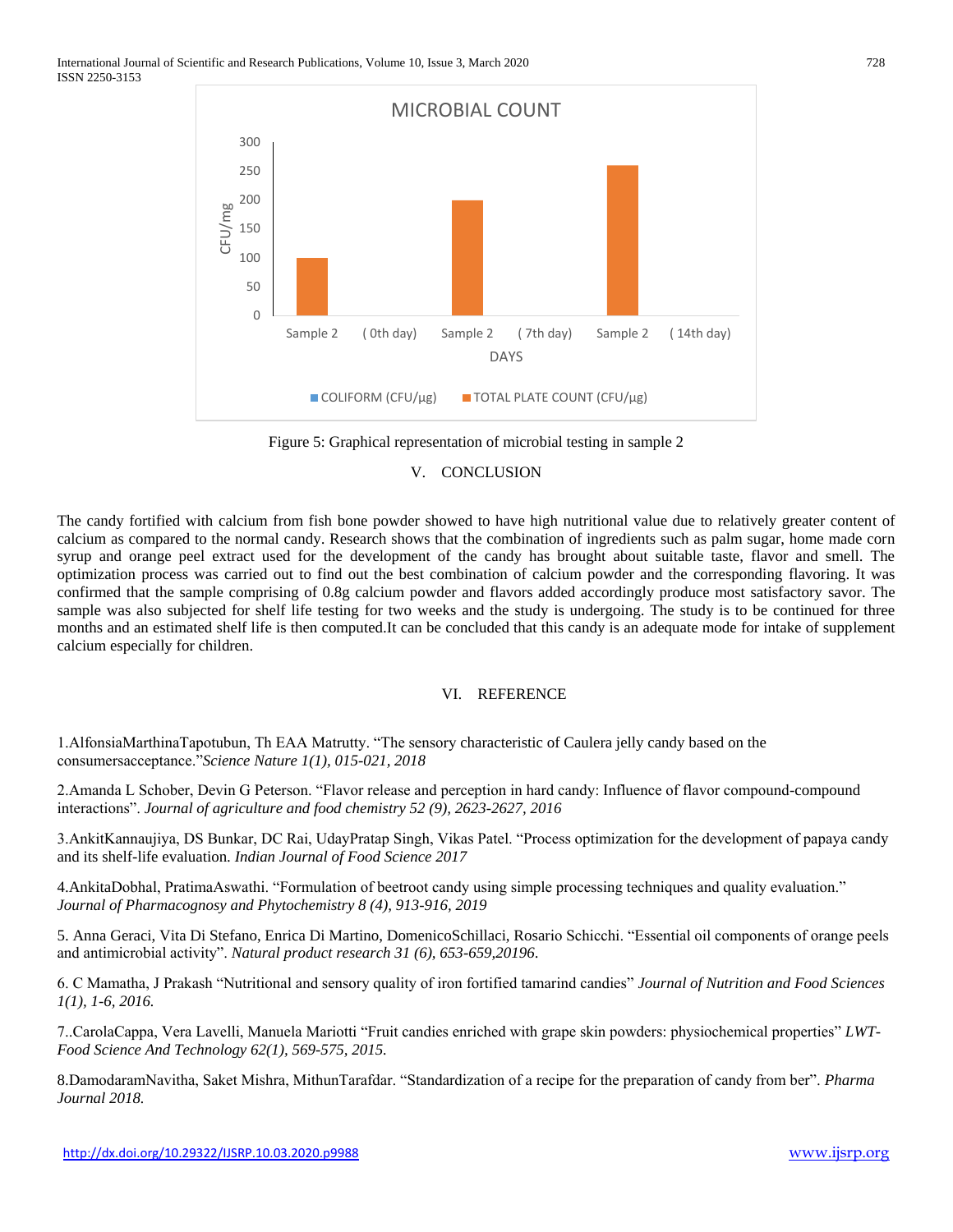MICROBIAL COUNT

| DAYS | COLIFORM (CFU/µg) | TOTAL PLATE COUNT (CFU/µg) |
|---|---|---|
| Sample 2 ( 0th day) | | 100 |
| Sample 2 ( 7th day) | | 200 |
| Sample 2 ( 14th day) | | 260 |

Figure 5: Graphical representation of microbial testing in sample 2

## V. CONCLUSION

The candy fortified with calcium from fish bone powder showed to have high nutritional value due to relatively greater content of calcium as compared to the normal candy. Research shows that the combination of ingredients such as palm sugar, home made corn syrup and orange peel extract used for the development of the candy has brought about suitable taste, flavor and smell. The optimization process was carried out to find out the best combination of calcium powder and the corresponding flavoring. It was confirmed that the sample comprising of 0.8g calcium powder and flavors added accordingly produce most satisfactory savor. The sample was also subjected for shelf life testing for two weeks and the study is undergoing. The study is to be continued for three months and an estimated shelf life is then computed.It can be concluded that this candy is an adequate mode for intake of supplement calcium especially for children.

## VI. REFERENCE

1.AlfonsiaMarthinaTapotubun, Th EAA Matrutty. "The sensory characteristic of Caulera jelly candy based on the consumersacceptance."*Science Nature 1(1), 015-021, 2018*

2.Amanda L Schober, Devin G Peterson. "Flavor release and perception in hard candy: Influence of flavor compound-compound interactions". *Journal of agriculture and food chemistry 52 (9), 2623-2627, 2016*

3.AnkitKannaujiya, DS Bunkar, DC Rai, UdayPratap Singh, Vikas Patel. "Process optimization for the development of papaya candy and its shelf-life evaluation. *Indian Journal of Food Science 2017*

4.AnkitaDobhal, PratimaAswathi. "Formulation of beetroot candy using simple processing techniques and quality evaluation." *Journal of Pharmacognosy and Phytochemistry 8 (4), 913-916, 2019*

5. Anna Geraci, Vita Di Stefano, Enrica Di Martino, DomenicoSchillaci, Rosario Schicchi. "Essential oil components of orange peels and antimicrobial activity". *Natural product research 31 (6), 653-659,20196*.

6. C Mamatha, J Prakash "Nutritional and sensory quality of iron fortified tamarind candies" *Journal of Nutrition and Food Sciences 1(1), 1-6, 2016.*

7..CarolaCappa, Vera Lavelli, Manuela Mariotti "Fruit candies enriched with grape skin powders: physiochemical properties" *LWT-Food Science And Technology 62(1), 569-575, 2015.*

8.DamodaramNavitha, Saket Mishra, MithunTarafdar. "Standardization of a recipe for the preparation of candy from ber". *Pharma Journal 2018.*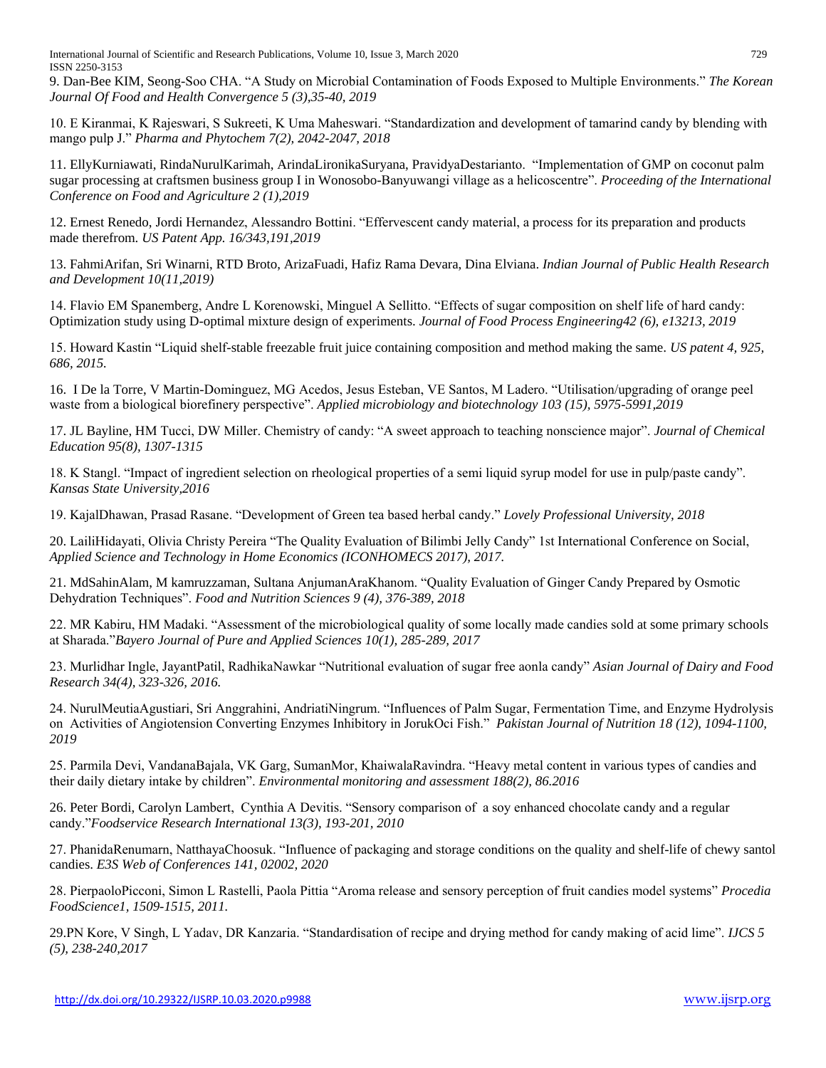9. Dan-Bee KIM, Seong-Soo CHA. "A Study on Microbial Contamination of Foods Exposed to Multiple Environments." *The Korean Journal Of Food and Health Convergence 5 (3),35-40, 2019*

10. E Kiranmai, K Rajeswari, S Sukreeti, K Uma Maheswari. "Standardization and development of tamarind candy by blending with mango pulp J." *Pharma and Phytochem 7(2), 2042-2047, 2018*

11. EllyKurniawati, RindaNurulKarimah, ArindaLironikaSuryana, PravidyaDestarianto. "Implementation of GMP on coconut palm sugar processing at craftsmen business group I in Wonosobo-Banyuwangi village as a helicoscentre". *Proceeding of the International Conference on Food and Agriculture 2 (1),2019*

12. Ernest Renedo, Jordi Hernandez, Alessandro Bottini. "Effervescent candy material, a process for its preparation and products made therefrom. *US Patent App. 16/343,191,2019*

13. FahmiArifan, Sri Winarni, RTD Broto, ArizaFuadi, Hafiz Rama Devara, Dina Elviana. *Indian Journal of Public Health Research and Development 10(11,2019)*

14. Flavio EM Spanemberg, Andre L Korenowski, Minguel A Sellitto. "Effects of sugar composition on shelf life of hard candy: Optimization study using D-optimal mixture design of experiments. *Journal of Food Process Engineering42 (6), e13213, 2019*

15. Howard Kastin "Liquid shelf-stable freezable fruit juice containing composition and method making the same. *US patent 4, 925, 686, 2015.*

16. I De la Torre, V Martin-Dominguez, MG Acedos, Jesus Esteban, VE Santos, M Ladero. "Utilisation/upgrading of orange peel waste from a biological biorefinery perspective". *Applied microbiology and biotechnology 103 (15), 5975-5991,2019*

17. JL Bayline, HM Tucci, DW Miller. Chemistry of candy: "A sweet approach to teaching nonscience major". *Journal of Chemical Education 95(8), 1307-1315*

18. K Stangl. "Impact of ingredient selection on rheological properties of a semi liquid syrup model for use in pulp/paste candy". *Kansas State University,2016*

19. KajalDhawan, Prasad Rasane. "Development of Green tea based herbal candy." *Lovely Professional University, 2018*

20. LailiHidayati, Olivia Christy Pereira "The Quality Evaluation of Bilimbi Jelly Candy" 1st International Conference on Social, *Applied Science and Technology in Home Economics (ICONHOMECS 2017), 2017.*

21. MdSahinAlam, M kamruzzaman, Sultana AnjumanAraKhanom. "Quality Evaluation of Ginger Candy Prepared by Osmotic Dehydration Techniques". *Food and Nutrition Sciences 9 (4), 376-389, 2018*

22. MR Kabiru, HM Madaki. "Assessment of the microbiological quality of some locally made candies sold at some primary schools at Sharada."*Bayero Journal of Pure and Applied Sciences 10(1), 285-289, 2017*

23. Murlidhar Ingle, JayantPatil, RadhikaNawkar "Nutritional evaluation of sugar free aonla candy" *Asian Journal of Dairy and Food Research 34(4), 323-326, 2016.*

24. NurulMeutiaAgustiari, Sri Anggrahini, AndriatiNingrum. "Influences of Palm Sugar, Fermentation Time, and Enzyme Hydrolysis on Activities of Angiotension Converting Enzymes Inhibitory in JorukOci Fish." *Pakistan Journal of Nutrition 18 (12), 1094-1100, 2019*

25. Parmila Devi, VandanaBajala, VK Garg, SumanMor, KhaiwalaRavindra. "Heavy metal content in various types of candies and their daily dietary intake by children". *Environmental monitoring and assessment 188(2), 86.2016*

26. Peter Bordi, Carolyn Lambert, Cynthia A Devitis. "Sensory comparison of a soy enhanced chocolate candy and a regular candy."*Foodservice Research International 13(3), 193-201, 2010*

27. PhanidaRenumarn, NatthayaChoosuk. "Influence of packaging and storage conditions on the quality and shelf-life of chewy santol candies. *E3S Web of Conferences 141, 02002, 2020*

28. PierpaoloPicconi, Simon L Rastelli, Paola Pittia "Aroma release and sensory perception of fruit candies model systems" *Procedia FoodScience1, 1509-1515, 2011.*

29.PN Kore, V Singh, L Yadav, DR Kanzaria. "Standardisation of recipe and drying method for candy making of acid lime". *IJCS 5 (5), 238-240,2017*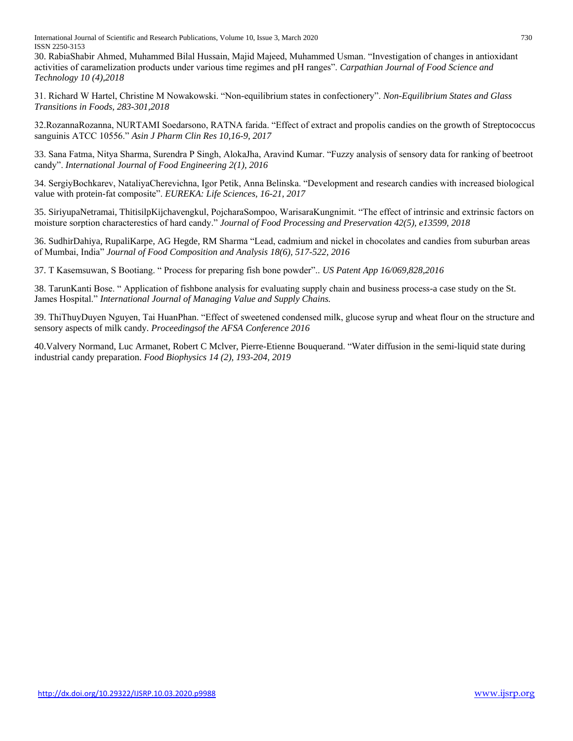30. RabiaShabir Ahmed, Muhammed Bilal Hussain, Majid Majeed, Muhammed Usman. "Investigation of changes in antioxidant activities of caramelization products under various time regimes and pH ranges". *Carpathian Journal of Food Science and Technology 10 (4),2018*

31. Richard W Hartel, Christine M Nowakowski. "Non-equilibrium states in confectionery". *Non-Equilibrium States and Glass Transitions in Foods, 283-301,2018*

32.RozannaRozanna, NURTAMI Soedarsono, RATNA farida. "Effect of extract and propolis candies on the growth of Streptococcus sanguinis ATCC 10556." *Asin J Pharm Clin Res 10,16-9, 2017*

33. Sana Fatma, Nitya Sharma, Surendra P Singh, AlokaJha, Aravind Kumar. "Fuzzy analysis of sensory data for ranking of beetroot candy". *International Journal of Food Engineering 2(1), 2016*

34. SergiyBochkarev, NataliyaCherevichna, Igor Petik, Anna Belinska. "Development and research candies with increased biological value with protein-fat composite". *EUREKA: Life Sciences, 16-21, 2017*

35. SiriyupaNetramai, ThitisilpKijchavengkul, PojcharaSompoo, WarisaraKungnimit. "The effect of intrinsic and extrinsic factors on moisture sorption characterestics of hard candy." *Journal of Food Processing and Preservation 42(5), e13599, 2018*

36. SudhirDahiya, RupaliKarpe, AG Hegde, RM Sharma "Lead, cadmium and nickel in chocolates and candies from suburban areas of Mumbai, India" *Journal of Food Composition and Analysis 18(6), 517-522, 2016*

37. T Kasemsuwan, S Bootiang. " Process for preparing fish bone powder".. *US Patent App 16/069,828,2016*

38. TarunKanti Bose. " Application of fishbone analysis for evaluating supply chain and business process-a case study on the St. James Hospital." *International Journal of Managing Value and Supply Chains.*

39. ThiThuyDuyen Nguyen, Tai HuanPhan. "Effect of sweetened condensed milk, glucose syrup and wheat flour on the structure and sensory aspects of milk candy. *Proceedingsof the AFSA Conference 2016*

40.Valvery Normand, Luc Armanet, Robert C Mclver, Pierre-Etienne Bouquerand. "Water diffusion in the semi-liquid state during industrial candy preparation. *Food Biophysics 14 (2), 193-204, 2019*